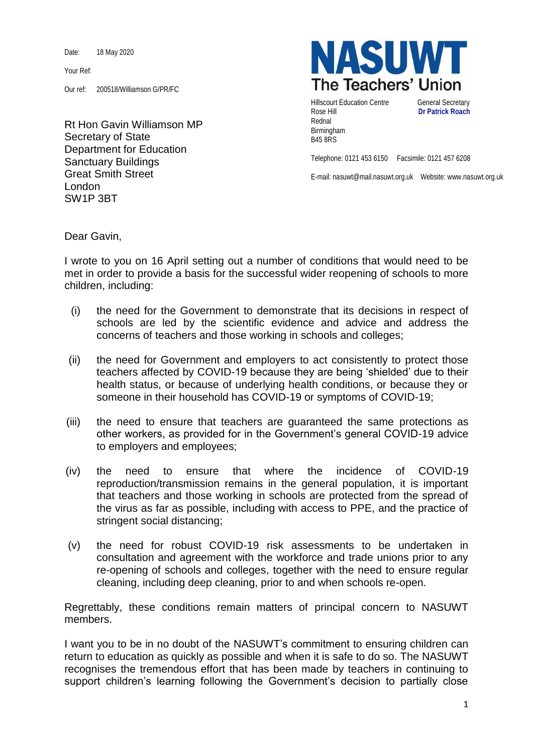Date: 18 May 2020

Your Ref:

Our ref: 200518/Williamson G/PR/FC

**NASUWT**
**The Teachers' Union**

Hillscourt Education Centre
Rose Hill
Rednal
Birmingham
B45 8RS

General Secretary
**Dr Patrick Roach**

Telephone: 0121 453 6150 Facsimile: 0121 457 6208

E-mail: nasuwt@mail.nasuwt.org.uk Website: www.nasuwt.org.uk

Rt Hon Gavin Williamson MP
Secretary of State
Department for Education
Sanctuary Buildings
Great Smith Street
London
SW1P 3BT

Dear Gavin,

I wrote to you on 16 April setting out a number of conditions that would need to be met in order to provide a basis for the successful wider reopening of schools to more children, including:

(i) the need for the Government to demonstrate that its decisions in respect of schools are led by the scientific evidence and advice and address the concerns of teachers and those working in schools and colleges;

(ii) the need for Government and employers to act consistently to protect those teachers affected by COVID-19 because they are being 'shielded' due to their health status, or because of underlying health conditions, or because they or someone in their household has COVID-19 or symptoms of COVID-19;

(iii) the need to ensure that teachers are guaranteed the same protections as other workers, as provided for in the Government's general COVID-19 advice to employers and employees;

(iv) the need to ensure that where the incidence of COVID-19 reproduction/transmission remains in the general population, it is important that teachers and those working in schools are protected from the spread of the virus as far as possible, including with access to PPE, and the practice of stringent social distancing;

(v) the need for robust COVID-19 risk assessments to be undertaken in consultation and agreement with the workforce and trade unions prior to any re-opening of schools and colleges, together with the need to ensure regular cleaning, including deep cleaning, prior to and when schools re-open.

Regrettably, these conditions remain matters of principal concern to NASUWT members.

I want you to be in no doubt of the NASUWT's commitment to ensuring children can return to education as quickly as possible and when it is safe to do so. The NASUWT recognises the tremendous effort that has been made by teachers in continuing to support children's learning following the Government's decision to partially close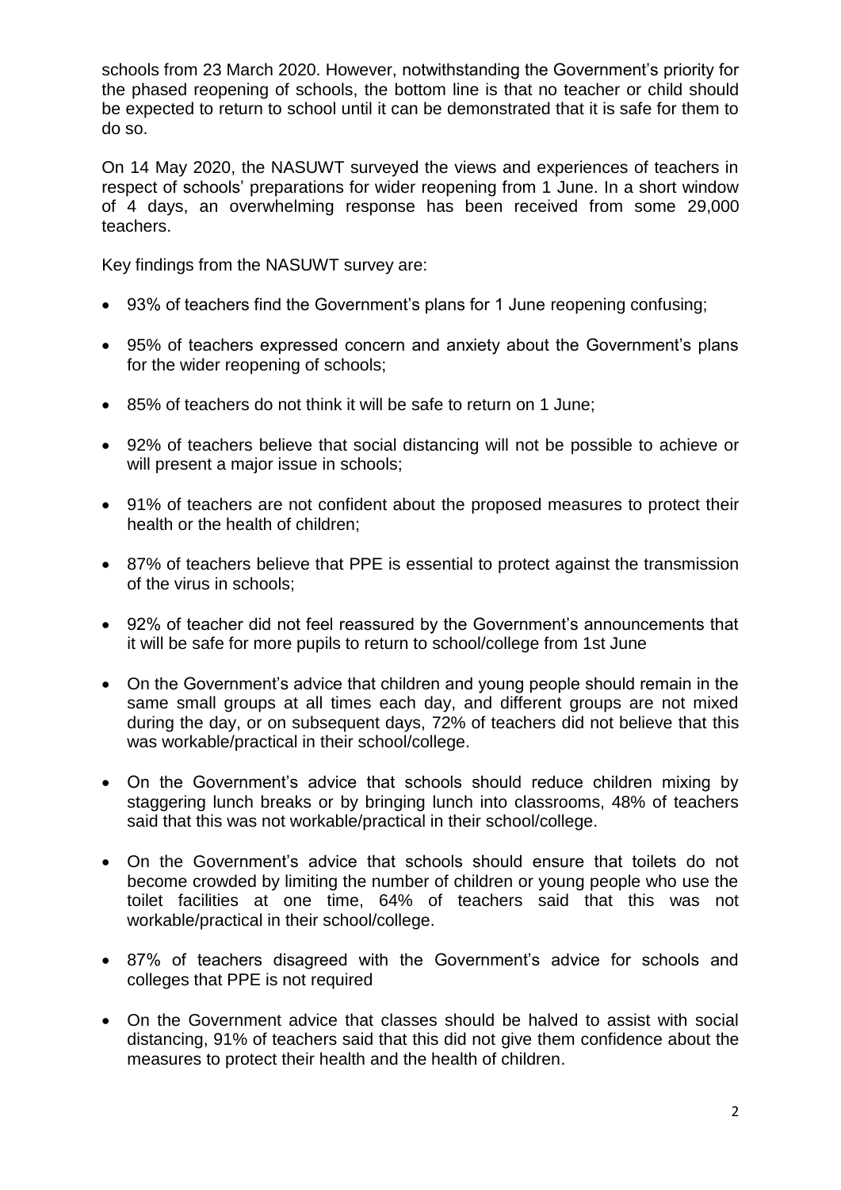schools from 23 March 2020. However, notwithstanding the Government's priority for the phased reopening of schools, the bottom line is that no teacher or child should be expected to return to school until it can be demonstrated that it is safe for them to do so.

On 14 May 2020, the NASUWT surveyed the views and experiences of teachers in respect of schools' preparations for wider reopening from 1 June. In a short window of 4 days, an overwhelming response has been received from some 29,000 teachers.

Key findings from the NASUWT survey are:

- 93% of teachers find the Government's plans for 1 June reopening confusing;
- 95% of teachers expressed concern and anxiety about the Government's plans for the wider reopening of schools;
- 85% of teachers do not think it will be safe to return on 1 June;
- 92% of teachers believe that social distancing will not be possible to achieve or will present a major issue in schools;
- 91% of teachers are not confident about the proposed measures to protect their health or the health of children;
- 87% of teachers believe that PPE is essential to protect against the transmission of the virus in schools;
- 92% of teacher did not feel reassured by the Government's announcements that it will be safe for more pupils to return to school/college from 1st June
- On the Government's advice that children and young people should remain in the same small groups at all times each day, and different groups are not mixed during the day, or on subsequent days, 72% of teachers did not believe that this was workable/practical in their school/college.
- On the Government's advice that schools should reduce children mixing by staggering lunch breaks or by bringing lunch into classrooms, 48% of teachers said that this was not workable/practical in their school/college.
- On the Government's advice that schools should ensure that toilets do not become crowded by limiting the number of children or young people who use the toilet facilities at one time, 64% of teachers said that this was not workable/practical in their school/college.
- 87% of teachers disagreed with the Government's advice for schools and colleges that PPE is not required
- On the Government advice that classes should be halved to assist with social distancing, 91% of teachers said that this did not give them confidence about the measures to protect their health and the health of children.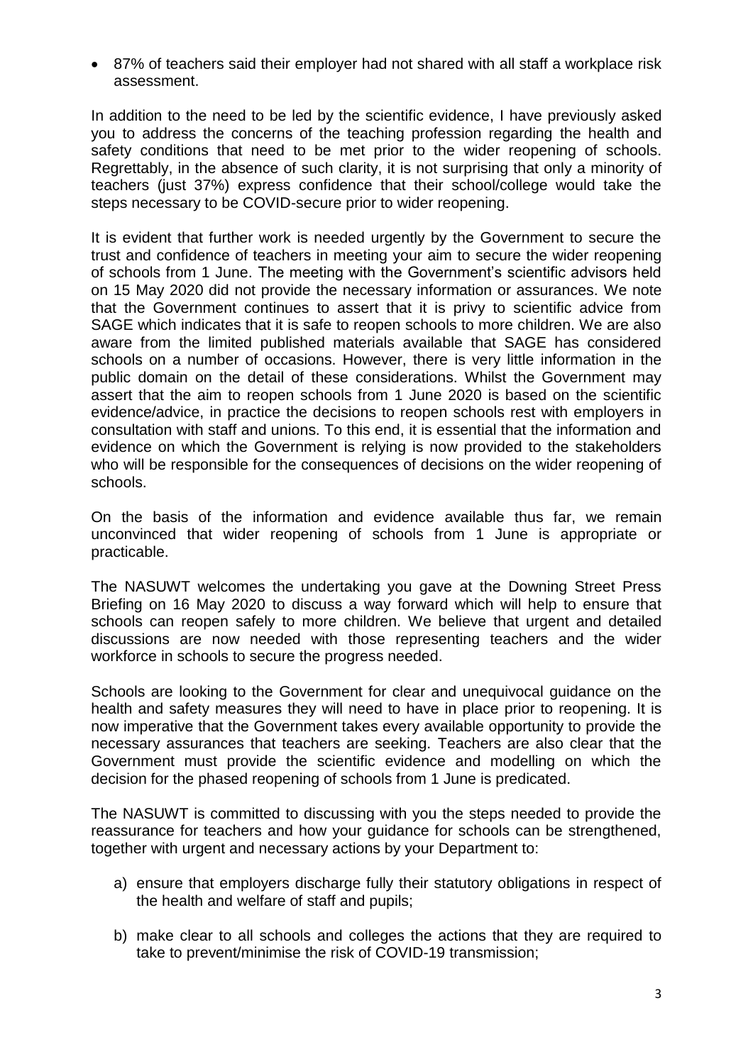- 87% of teachers said their employer had not shared with all staff a workplace risk assessment.

In addition to the need to be led by the scientific evidence, I have previously asked you to address the concerns of the teaching profession regarding the health and safety conditions that need to be met prior to the wider reopening of schools. Regrettably, in the absence of such clarity, it is not surprising that only a minority of teachers (just 37%) express confidence that their school/college would take the steps necessary to be COVID-secure prior to wider reopening.

It is evident that further work is needed urgently by the Government to secure the trust and confidence of teachers in meeting your aim to secure the wider reopening of schools from 1 June. The meeting with the Government's scientific advisors held on 15 May 2020 did not provide the necessary information or assurances. We note that the Government continues to assert that it is privy to scientific advice from SAGE which indicates that it is safe to reopen schools to more children. We are also aware from the limited published materials available that SAGE has considered schools on a number of occasions. However, there is very little information in the public domain on the detail of these considerations. Whilst the Government may assert that the aim to reopen schools from 1 June 2020 is based on the scientific evidence/advice, in practice the decisions to reopen schools rest with employers in consultation with staff and unions. To this end, it is essential that the information and evidence on which the Government is relying is now provided to the stakeholders who will be responsible for the consequences of decisions on the wider reopening of schools.

On the basis of the information and evidence available thus far, we remain unconvinced that wider reopening of schools from 1 June is appropriate or practicable.

The NASUWT welcomes the undertaking you gave at the Downing Street Press Briefing on 16 May 2020 to discuss a way forward which will help to ensure that schools can reopen safely to more children. We believe that urgent and detailed discussions are now needed with those representing teachers and the wider workforce in schools to secure the progress needed.

Schools are looking to the Government for clear and unequivocal guidance on the health and safety measures they will need to have in place prior to reopening. It is now imperative that the Government takes every available opportunity to provide the necessary assurances that teachers are seeking. Teachers are also clear that the Government must provide the scientific evidence and modelling on which the decision for the phased reopening of schools from 1 June is predicated.

The NASUWT is committed to discussing with you the steps needed to provide the reassurance for teachers and how your guidance for schools can be strengthened, together with urgent and necessary actions by your Department to:

a) ensure that employers discharge fully their statutory obligations in respect of the health and welfare of staff and pupils;

b) make clear to all schools and colleges the actions that they are required to take to prevent/minimise the risk of COVID-19 transmission;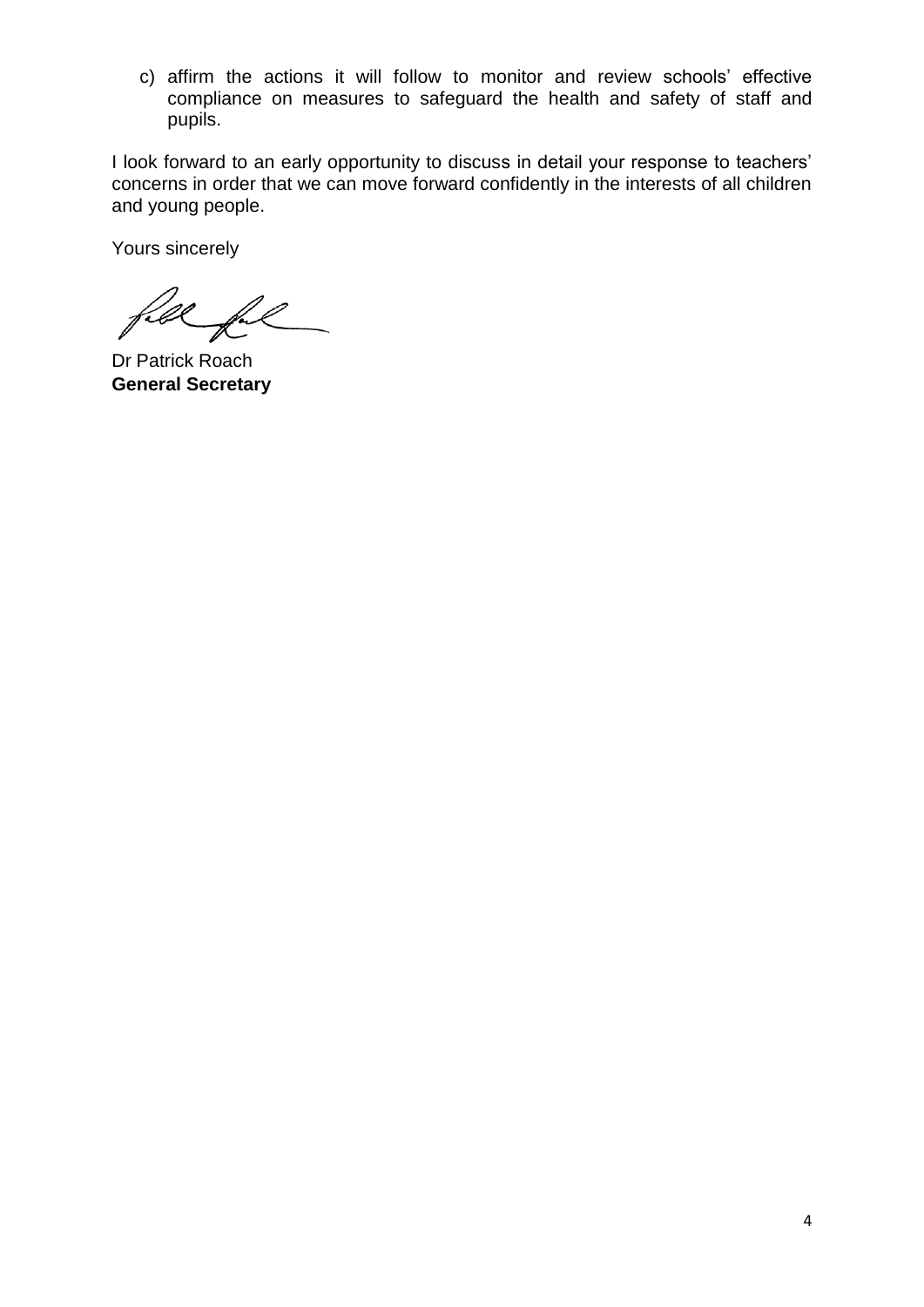c) affirm the actions it will follow to monitor and review schools' effective compliance on measures to safeguard the health and safety of staff and pupils.

I look forward to an early opportunity to discuss in detail your response to teachers' concerns in order that we can move forward confidently in the interests of all children and young people.

Yours sincerely

Dr Patrick Roach
**General Secretary**